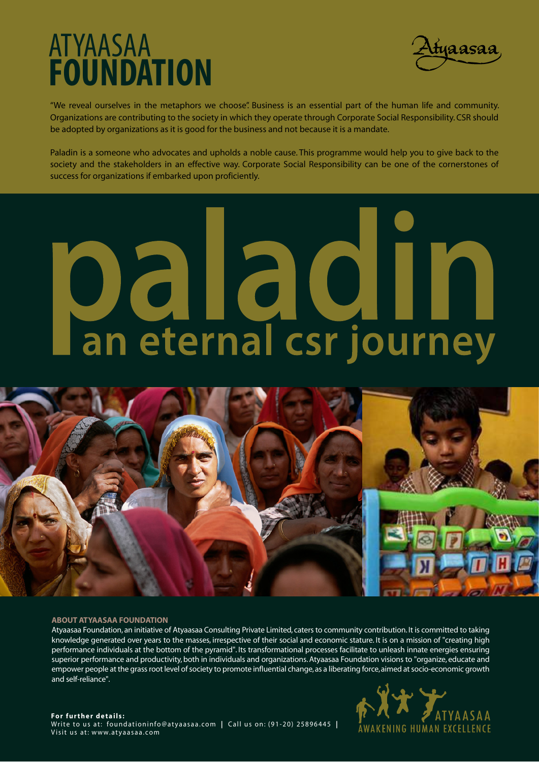# ATYAASAA FOUNDATION

Atyaasaa

"We reveal ourselves in the metaphors we choose". Business is an essential part of the human life and community. Organizations are contributing to the society in which they operate through Corporate Social Responsibility. CSR should be adopted by organizations as it is good for the business and not because it is a mandate.

Paladin is a someone who advocates and upholds a noble cause. This programme would help you to give back to the society and the stakeholders in an effective way. Corporate Social Responsibility can be one of the cornerstones of success for organizations if embarked upon proficiently.

# paladin

## an eternal csr journey

### ABOUT ATYAASAA FOUNDATION

Atyaasaa Foundation, an initiative of Atyaasaa Consulting Private Limited, caters to community contribution. It is committed to taking knowledge generated over years to the masses, irrespective of their social and economic stature. It is on a mission of "creating high performance individuals at the bottom of the pyramid". Its transformational processes facilitate to unleash innate energies ensuring superior performance and productivity, both in individuals and organizations. Atyaasaa Foundation visions to "organize, educate and empower people at the grass root level of society to promote influential change, as a liberating force, aimed at socio-economic growth and self-reliance".

**For further details:**
Write to us at: foundationinfo@atyaasaa.com | Call us on: (91-20) 25896445 |
Visit us at: www.atyaasaa.com

ATYAASAA
AWAKENING HUMAN EXCELLENCE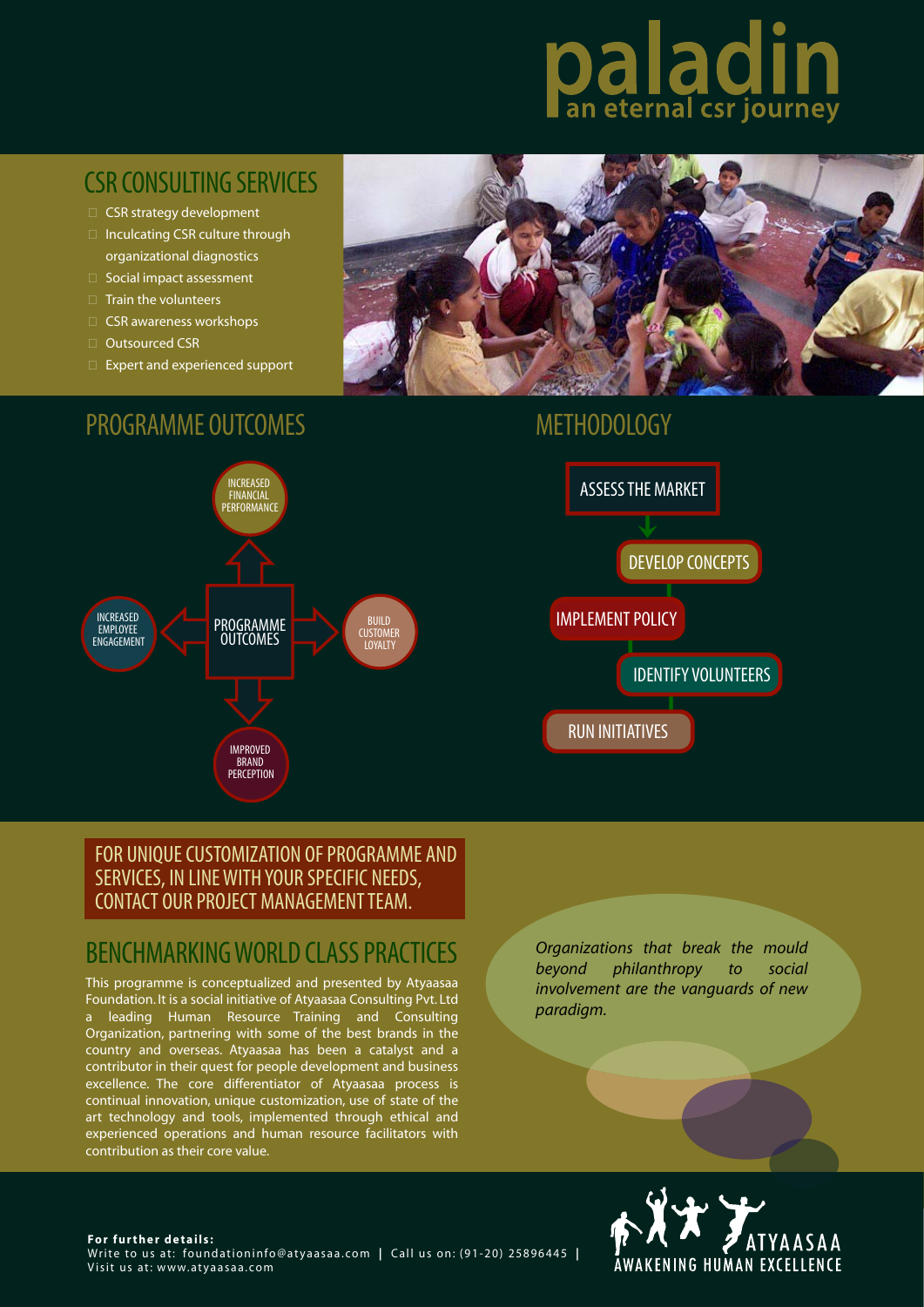# paladin

an eternal csr journey

## CSR CONSULTING SERVICES

- CSR strategy development
- Inculcating CSR culture through organizational diagnostics
- Social impact assessment
- Train the volunteers
- CSR awareness workshops
- Outsourced CSR
- Expert and experienced support

## PROGRAMME OUTCOMES

PROGRAMME OUTCOMES

INCREASED FINANCIAL PERFORMANCE

BUILD CUSTOMER LOYALTY

IMPROVED BRAND PERCEPTION

INCREASED EMPLOYEE ENGAGEMENT

## METHODOLOGY

ASSESS THE MARKET

DEVELOP CONCEPTS

IMPLEMENT POLICY

IDENTIFY VOLUNTEERS

RUN INITIATIVES

FOR UNIQUE CUSTOMIZATION OF PROGRAMME AND SERVICES, IN LINE WITH YOUR SPECIFIC NEEDS, CONTACT OUR PROJECT MANAGEMENT TEAM.

## BENCHMARKING WORLD CLASS PRACTICES

This programme is conceptualized and presented by Atyaasaa Foundation. It is a social initiative of Atyaasaa Consulting Pvt. Ltd a leading Human Resource Training and Consulting Organization, partnering with some of the best brands in the country and overseas. Atyaasaa has been a catalyst and a contributor in their quest for people development and business excellence. The core differentiator of Atyaasaa process is continual innovation, unique customization, use of state of the art technology and tools, implemented through ethical and experienced operations and human resource facilitators with contribution as their core value.

*Organizations that break the mould beyond philanthropy to social involvement are the vanguards of new paradigm.*

**For further details:**
Write to us at: foundationinfo@atyaasaa.com | Call us on: (91-20) 25896445 |
Visit us at: www.atyaasaa.com

ATYAASAA
AWAKENING HUMAN EXCELLENCE